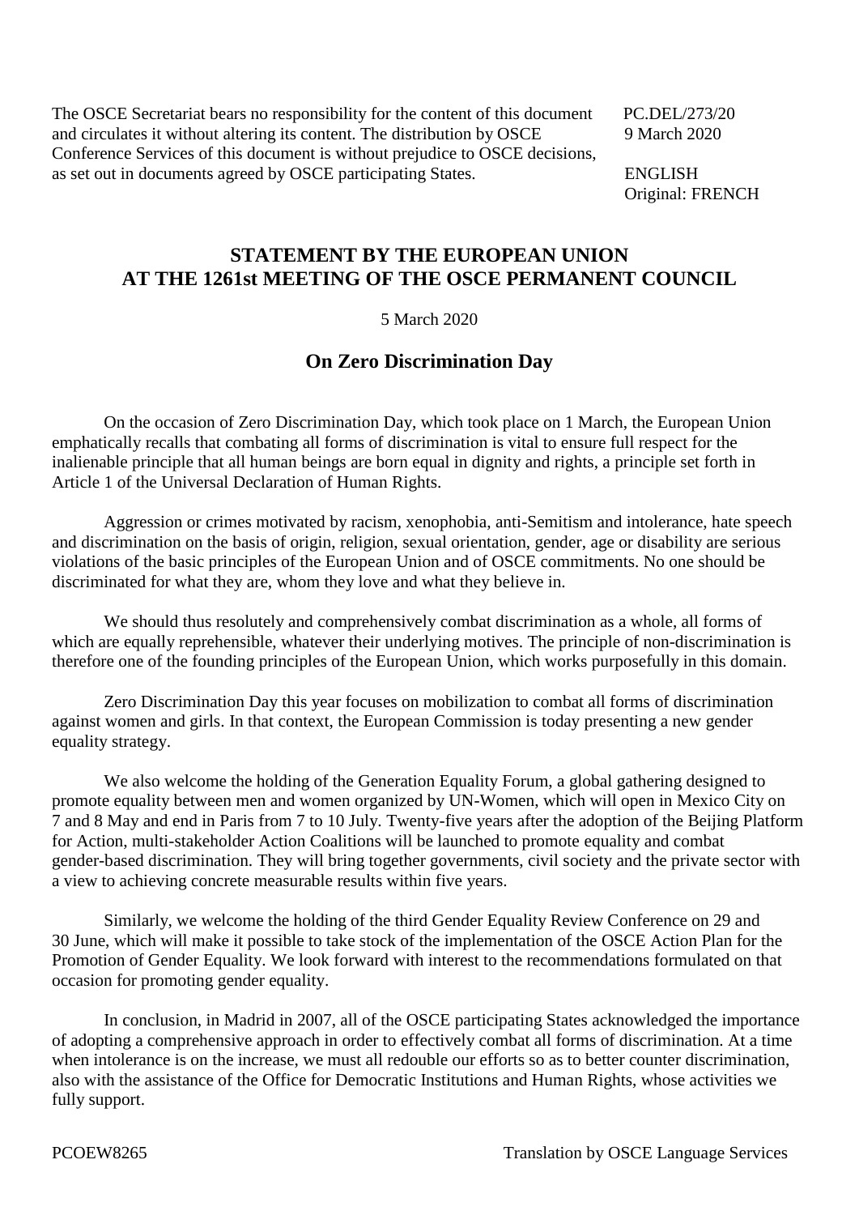The OSCE Secretariat bears no responsibility for the content of this document and circulates it without altering its content. The distribution by OSCE Conference Services of this document is without prejudice to OSCE decisions, as set out in documents agreed by OSCE participating States.

PC.DEL/273/20
9 March 2020

ENGLISH
Original: FRENCH

# STATEMENT BY THE EUROPEAN UNION AT THE 1261st MEETING OF THE OSCE PERMANENT COUNCIL

5 March 2020

## On Zero Discrimination Day

On the occasion of Zero Discrimination Day, which took place on 1 March, the European Union emphatically recalls that combating all forms of discrimination is vital to ensure full respect for the inalienable principle that all human beings are born equal in dignity and rights, a principle set forth in Article 1 of the Universal Declaration of Human Rights.

Aggression or crimes motivated by racism, xenophobia, anti-Semitism and intolerance, hate speech and discrimination on the basis of origin, religion, sexual orientation, gender, age or disability are serious violations of the basic principles of the European Union and of OSCE commitments. No one should be discriminated for what they are, whom they love and what they believe in.

We should thus resolutely and comprehensively combat discrimination as a whole, all forms of which are equally reprehensible, whatever their underlying motives. The principle of non-discrimination is therefore one of the founding principles of the European Union, which works purposefully in this domain.

Zero Discrimination Day this year focuses on mobilization to combat all forms of discrimination against women and girls. In that context, the European Commission is today presenting a new gender equality strategy.

We also welcome the holding of the Generation Equality Forum, a global gathering designed to promote equality between men and women organized by UN-Women, which will open in Mexico City on 7 and 8 May and end in Paris from 7 to 10 July. Twenty-five years after the adoption of the Beijing Platform for Action, multi-stakeholder Action Coalitions will be launched to promote equality and combat gender-based discrimination. They will bring together governments, civil society and the private sector with a view to achieving concrete measurable results within five years.

Similarly, we welcome the holding of the third Gender Equality Review Conference on 29 and 30 June, which will make it possible to take stock of the implementation of the OSCE Action Plan for the Promotion of Gender Equality. We look forward with interest to the recommendations formulated on that occasion for promoting gender equality.

In conclusion, in Madrid in 2007, all of the OSCE participating States acknowledged the importance of adopting a comprehensive approach in order to effectively combat all forms of discrimination. At a time when intolerance is on the increase, we must all redouble our efforts so as to better counter discrimination, also with the assistance of the Office for Democratic Institutions and Human Rights, whose activities we fully support.

PCOEW8265 Translation by OSCE Language Services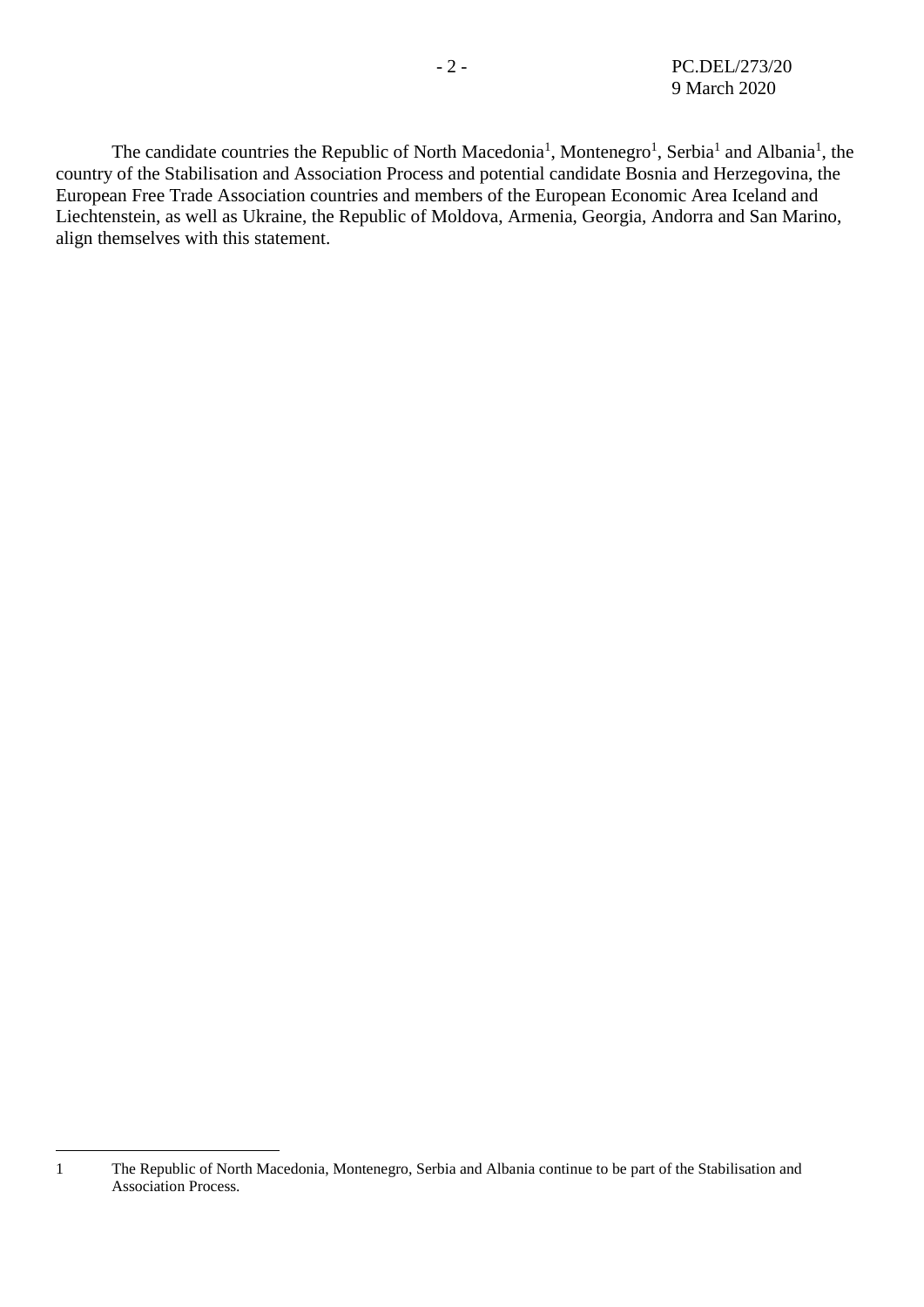The candidate countries the Republic of North Macedonia[1], Montenegro[1], Serbia[1] and Albania[1], the country of the Stabilisation and Association Process and potential candidate Bosnia and Herzegovina, the European Free Trade Association countries and members of the European Economic Area Iceland and Liechtenstein, as well as Ukraine, the Republic of Moldova, Armenia, Georgia, Andorra and San Marino, align themselves with this statement.

---

1 The Republic of North Macedonia, Montenegro, Serbia and Albania continue to be part of the Stabilisation and Association Process.